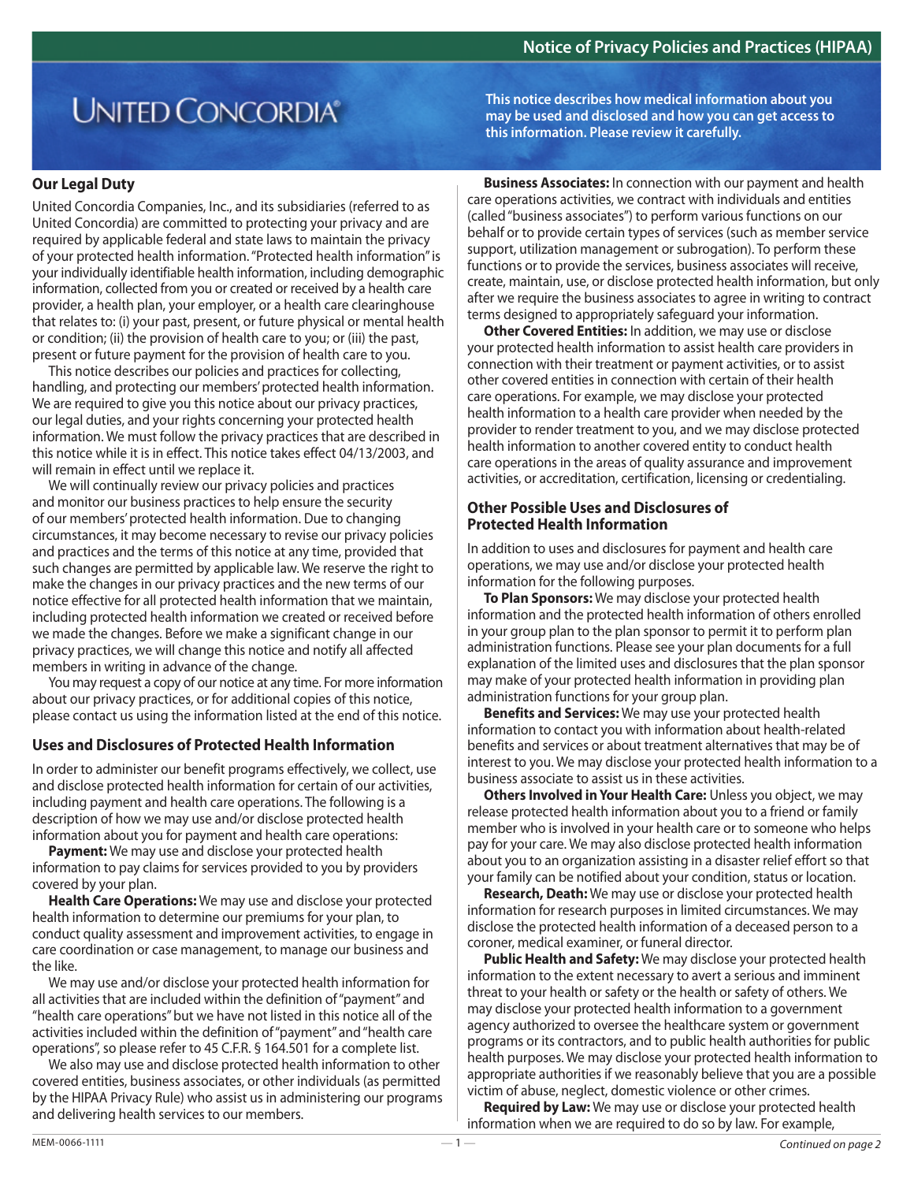# Notice of Privacy Policies and Practices (HIPAA)

UNITED CONCORDIA®

**This notice describes how medical information about you may be used and disclosed and how you can get access to this information. Please review it carefully.**

## Our Legal Duty

United Concordia Companies, Inc., and its subsidiaries (referred to as United Concordia) are committed to protecting your privacy and are required by applicable federal and state laws to maintain the privacy of your protected health information. "Protected health information" is your individually identifiable health information, including demographic information, collected from you or created or received by a health care provider, a health plan, your employer, or a health care clearinghouse that relates to: (i) your past, present, or future physical or mental health or condition; (ii) the provision of health care to you; or (iii) the past, present or future payment for the provision of health care to you.

This notice describes our policies and practices for collecting, handling, and protecting our members' protected health information. We are required to give you this notice about our privacy practices, our legal duties, and your rights concerning your protected health information. We must follow the privacy practices that are described in this notice while it is in effect. This notice takes effect 04/13/2003, and will remain in effect until we replace it.

We will continually review our privacy policies and practices and monitor our business practices to help ensure the security of our members' protected health information. Due to changing circumstances, it may become necessary to revise our privacy policies and practices and the terms of this notice at any time, provided that such changes are permitted by applicable law. We reserve the right to make the changes in our privacy practices and the new terms of our notice effective for all protected health information that we maintain, including protected health information we created or received before we made the changes. Before we make a significant change in our privacy practices, we will change this notice and notify all affected members in writing in advance of the change.

You may request a copy of our notice at any time. For more information about our privacy practices, or for additional copies of this notice, please contact us using the information listed at the end of this notice.

## Uses and Disclosures of Protected Health Information

In order to administer our benefit programs effectively, we collect, use and disclose protected health information for certain of our activities, including payment and health care operations. The following is a description of how we may use and/or disclose protected health information about you for payment and health care operations:

**Payment:** We may use and disclose your protected health information to pay claims for services provided to you by providers covered by your plan.

**Health Care Operations:** We may use and disclose your protected health information to determine our premiums for your plan, to conduct quality assessment and improvement activities, to engage in care coordination or case management, to manage our business and the like.

We may use and/or disclose your protected health information for all activities that are included within the definition of "payment" and "health care operations" but we have not listed in this notice all of the activities included within the definition of "payment" and "health care operations", so please refer to 45 C.F.R. § 164.501 for a complete list.

We also may use and disclose protected health information to other covered entities, business associates, or other individuals (as permitted by the HIPAA Privacy Rule) who assist us in administering our programs and delivering health services to our members.

**Business Associates:** In connection with our payment and health care operations activities, we contract with individuals and entities (called "business associates") to perform various functions on our behalf or to provide certain types of services (such as member service support, utilization management or subrogation). To perform these functions or to provide the services, business associates will receive, create, maintain, use, or disclose protected health information, but only after we require the business associates to agree in writing to contract terms designed to appropriately safeguard your information.

**Other Covered Entities:** In addition, we may use or disclose your protected health information to assist health care providers in connection with their treatment or payment activities, or to assist other covered entities in connection with certain of their health care operations. For example, we may disclose your protected health information to a health care provider when needed by the provider to render treatment to you, and we may disclose protected health information to another covered entity to conduct health care operations in the areas of quality assurance and improvement activities, or accreditation, certification, licensing or credentialing.

## Other Possible Uses and Disclosures of Protected Health Information

In addition to uses and disclosures for payment and health care operations, we may use and/or disclose your protected health information for the following purposes.

**To Plan Sponsors:** We may disclose your protected health information and the protected health information of others enrolled in your group plan to the plan sponsor to permit it to perform plan administration functions. Please see your plan documents for a full explanation of the limited uses and disclosures that the plan sponsor may make of your protected health information in providing plan administration functions for your group plan.

**Benefits and Services:** We may use your protected health information to contact you with information about health-related benefits and services or about treatment alternatives that may be of interest to you. We may disclose your protected health information to a business associate to assist us in these activities.

**Others Involved in Your Health Care:** Unless you object, we may release protected health information about you to a friend or family member who is involved in your health care or to someone who helps pay for your care. We may also disclose protected health information about you to an organization assisting in a disaster relief effort so that your family can be notified about your condition, status or location.

**Research, Death:** We may use or disclose your protected health information for research purposes in limited circumstances. We may disclose the protected health information of a deceased person to a coroner, medical examiner, or funeral director.

**Public Health and Safety:** We may disclose your protected health information to the extent necessary to avert a serious and imminent threat to your health or safety or the health or safety of others. We may disclose your protected health information to a government agency authorized to oversee the healthcare system or government programs or its contractors, and to public health authorities for public health purposes. We may disclose your protected health information to appropriate authorities if we reasonably believe that you are a possible victim of abuse, neglect, domestic violence or other crimes.

**Required by Law:** We may use or disclose your protected health information when we are required to do so by law. For example,

MEM-0066-1111

*Continued on page 2*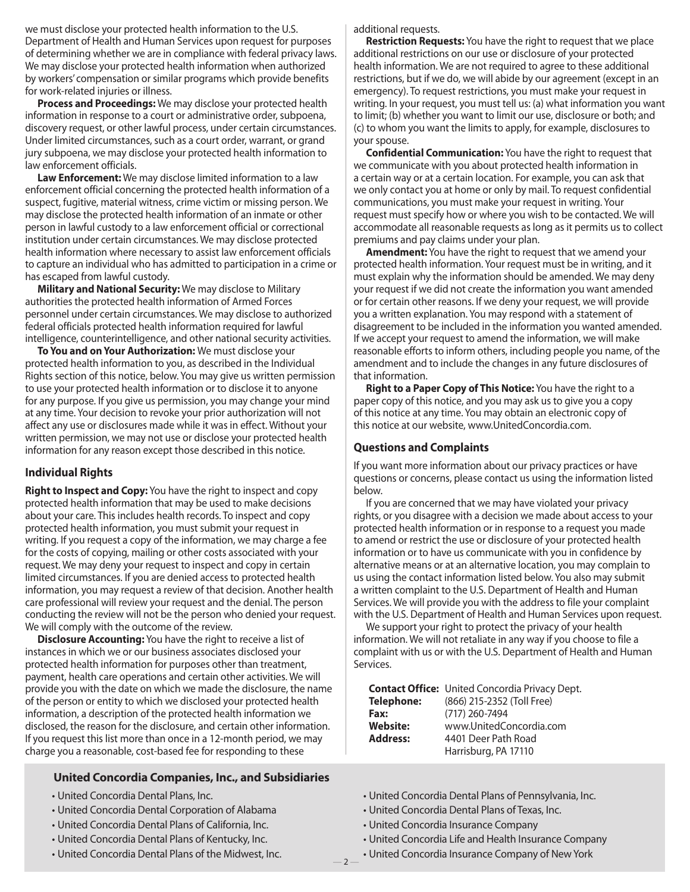we must disclose your protected health information to the U.S. Department of Health and Human Services upon request for purposes of determining whether we are in compliance with federal privacy laws. We may disclose your protected health information when authorized by workers' compensation or similar programs which provide benefits for work-related injuries or illness.

**Process and Proceedings:** We may disclose your protected health information in response to a court or administrative order, subpoena, discovery request, or other lawful process, under certain circumstances. Under limited circumstances, such as a court order, warrant, or grand jury subpoena, we may disclose your protected health information to law enforcement officials.

**Law Enforcement:** We may disclose limited information to a law enforcement official concerning the protected health information of a suspect, fugitive, material witness, crime victim or missing person. We may disclose the protected health information of an inmate or other person in lawful custody to a law enforcement official or correctional institution under certain circumstances. We may disclose protected health information where necessary to assist law enforcement officials to capture an individual who has admitted to participation in a crime or has escaped from lawful custody.

**Military and National Security:** We may disclose to Military authorities the protected health information of Armed Forces personnel under certain circumstances. We may disclose to authorized federal officials protected health information required for lawful intelligence, counterintelligence, and other national security activities.

**To You and on Your Authorization:** We must disclose your protected health information to you, as described in the Individual Rights section of this notice, below. You may give us written permission to use your protected health information or to disclose it to anyone for any purpose. If you give us permission, you may change your mind at any time. Your decision to revoke your prior authorization will not affect any use or disclosures made while it was in effect. Without your written permission, we may not use or disclose your protected health information for any reason except those described in this notice.

## Individual Rights

**Right to Inspect and Copy:** You have the right to inspect and copy protected health information that may be used to make decisions about your care. This includes health records. To inspect and copy protected health information, you must submit your request in writing. If you request a copy of the information, we may charge a fee for the costs of copying, mailing or other costs associated with your request. We may deny your request to inspect and copy in certain limited circumstances. If you are denied access to protected health information, you may request a review of that decision. Another health care professional will review your request and the denial. The person conducting the review will not be the person who denied your request. We will comply with the outcome of the review.

**Disclosure Accounting:** You have the right to receive a list of instances in which we or our business associates disclosed your protected health information for purposes other than treatment, payment, health care operations and certain other activities. We will provide you with the date on which we made the disclosure, the name of the person or entity to which we disclosed your protected health information, a description of the protected health information we disclosed, the reason for the disclosure, and certain other information. If you request this list more than once in a 12-month period, we may charge you a reasonable, cost-based fee for responding to these additional requests.

**Restriction Requests:** You have the right to request that we place additional restrictions on our use or disclosure of your protected health information. We are not required to agree to these additional restrictions, but if we do, we will abide by our agreement (except in an emergency). To request restrictions, you must make your request in writing. In your request, you must tell us: (a) what information you want to limit; (b) whether you want to limit our use, disclosure or both; and (c) to whom you want the limits to apply, for example, disclosures to your spouse.

**Confidential Communication:** You have the right to request that we communicate with you about protected health information in a certain way or at a certain location. For example, you can ask that we only contact you at home or only by mail. To request confidential communications, you must make your request in writing. Your request must specify how or where you wish to be contacted. We will accommodate all reasonable requests as long as it permits us to collect premiums and pay claims under your plan.

**Amendment:** You have the right to request that we amend your protected health information. Your request must be in writing, and it must explain why the information should be amended. We may deny your request if we did not create the information you want amended or for certain other reasons. If we deny your request, we will provide you a written explanation. You may respond with a statement of disagreement to be included in the information you wanted amended. If we accept your request to amend the information, we will make reasonable efforts to inform others, including people you name, of the amendment and to include the changes in any future disclosures of that information.

**Right to a Paper Copy of This Notice:** You have the right to a paper copy of this notice, and you may ask us to give you a copy of this notice at any time. You may obtain an electronic copy of this notice at our website, www.UnitedConcordia.com.

## Questions and Complaints

If you want more information about our privacy practices or have questions or concerns, please contact us using the information listed below.

If you are concerned that we may have violated your privacy rights, or you disagree with a decision we made about access to your protected health information or in response to a request you made to amend or restrict the use or disclosure of your protected health information or to have us communicate with you in confidence by alternative means or at an alternative location, you may complain to us using the contact information listed below. You also may submit a written complaint to the U.S. Department of Health and Human Services. We will provide you with the address to file your complaint with the U.S. Department of Health and Human Services upon request.

We support your right to protect the privacy of your health information. We will not retaliate in any way if you choose to file a complaint with us or with the U.S. Department of Health and Human Services.

**Contact Office:** United Concordia Privacy Dept.
**Telephone:** (866) 215-2352 (Toll Free)
**Fax:** (717) 260-7494
**Website:** www.UnitedConcordia.com
**Address:** 4401 Deer Path Road
Harrisburg, PA 17110

## United Concordia Companies, Inc., and Subsidiaries

- United Concordia Dental Plans, Inc.
- United Concordia Dental Corporation of Alabama
- United Concordia Dental Plans of California, Inc.
- United Concordia Dental Plans of Kentucky, Inc.
- United Concordia Dental Plans of the Midwest, Inc.
- United Concordia Dental Plans of Pennsylvania, Inc.
- United Concordia Dental Plans of Texas, Inc.
- United Concordia Insurance Company
- United Concordia Life and Health Insurance Company
- United Concordia Insurance Company of New York